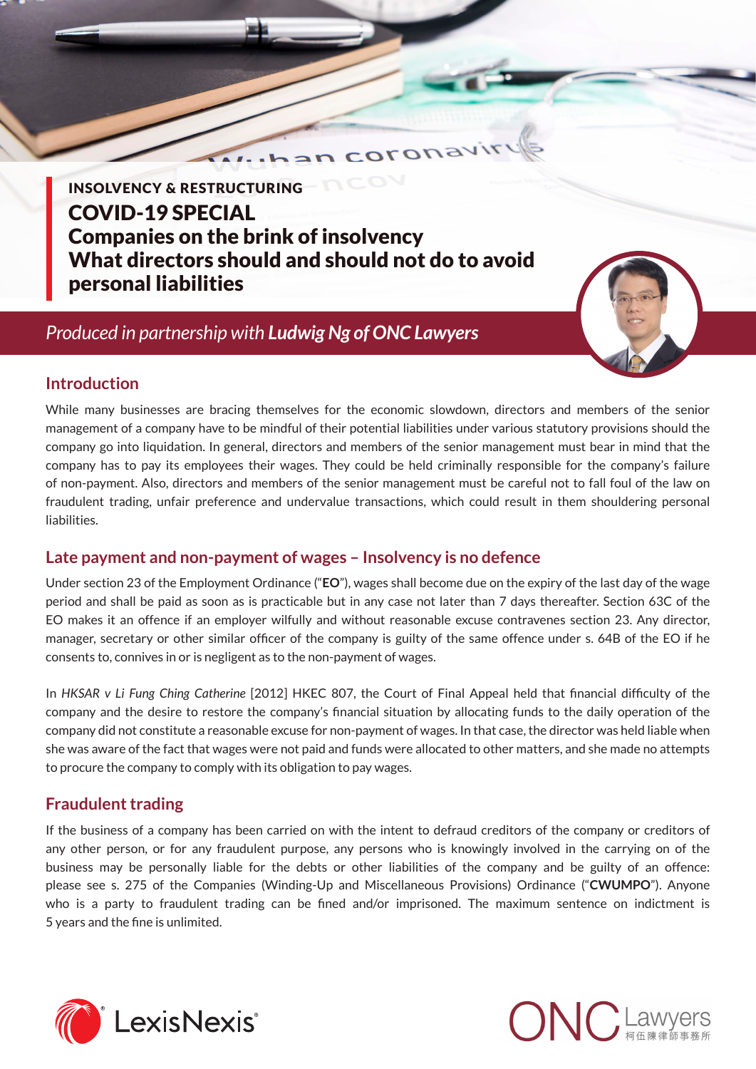INSOLVENCY & RESTRUCTURING

# COVID-19 SPECIAL
# Companies on the brink of insolvency
# What directors should and should not do to avoid personal liabilities

*Produced in partnership with **Ludwig Ng of ONC Lawyers***

## Introduction

While many businesses are bracing themselves for the economic slowdown, directors and members of the senior management of a company have to be mindful of their potential liabilities under various statutory provisions should the company go into liquidation. In general, directors and members of the senior management must bear in mind that the company has to pay its employees their wages. They could be held criminally responsible for the company's failure of non-payment. Also, directors and members of the senior management must be careful not to fall foul of the law on fraudulent trading, unfair preference and undervalue transactions, which could result in them shouldering personal liabilities.

## Late payment and non-payment of wages – Insolvency is no defence

Under section 23 of the Employment Ordinance ("**EO**"), wages shall become due on the expiry of the last day of the wage period and shall be paid as soon as is practicable but in any case not later than 7 days thereafter. Section 63C of the EO makes it an offence if an employer wilfully and without reasonable excuse contravenes section 23. Any director, manager, secretary or other similar officer of the company is guilty of the same offence under s. 64B of the EO if he consents to, connives in or is negligent as to the non-payment of wages.

In *HKSAR v Li Fung Ching Catherine* [2012] HKEC 807, the Court of Final Appeal held that financial difficulty of the company and the desire to restore the company's financial situation by allocating funds to the daily operation of the company did not constitute a reasonable excuse for non-payment of wages. In that case, the director was held liable when she was aware of the fact that wages were not paid and funds were allocated to other matters, and she made no attempts to procure the company to comply with its obligation to pay wages.

## Fraudulent trading

If the business of a company has been carried on with the intent to defraud creditors of the company or creditors of any other person, or for any fraudulent purpose, any persons who is knowingly involved in the carrying on of the business may be personally liable for the debts or other liabilities of the company and be guilty of an offence: please see s. 275 of the Companies (Winding-Up and Miscellaneous Provisions) Ordinance ("**CWUMPO**"). Anyone who is a party to fraudulent trading can be fined and/or imprisoned. The maximum sentence on indictment is 5 years and the fine is unlimited.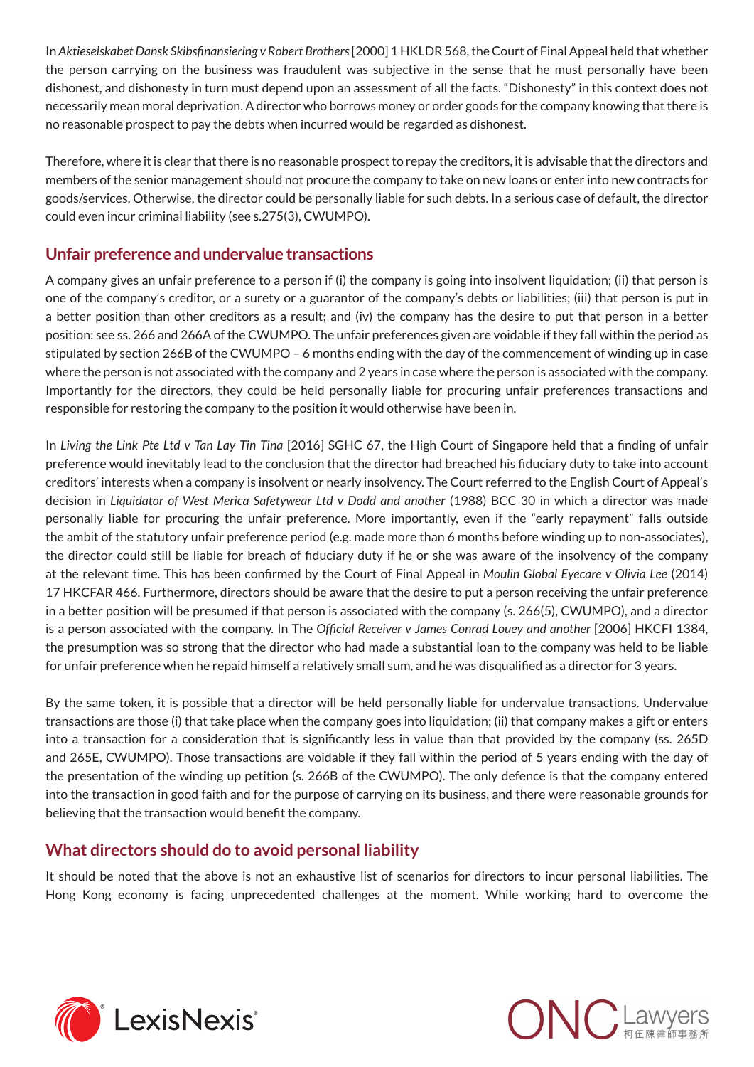In *Aktieselskabet Dansk Skibsfinansiering v Robert Brothers* [2000] 1 HKLDR 568, the Court of Final Appeal held that whether the person carrying on the business was fraudulent was subjective in the sense that he must personally have been dishonest, and dishonesty in turn must depend upon an assessment of all the facts. "Dishonesty" in this context does not necessarily mean moral deprivation. A director who borrows money or order goods for the company knowing that there is no reasonable prospect to pay the debts when incurred would be regarded as dishonest.

Therefore, where it is clear that there is no reasonable prospect to repay the creditors, it is advisable that the directors and members of the senior management should not procure the company to take on new loans or enter into new contracts for goods/services. Otherwise, the director could be personally liable for such debts. In a serious case of default, the director could even incur criminal liability (see s.275(3), CWUMPO).

## Unfair preference and undervalue transactions

A company gives an unfair preference to a person if (i) the company is going into insolvent liquidation; (ii) that person is one of the company's creditor, or a surety or a guarantor of the company's debts or liabilities; (iii) that person is put in a better position than other creditors as a result; and (iv) the company has the desire to put that person in a better position: see ss. 266 and 266A of the CWUMPO. The unfair preferences given are voidable if they fall within the period as stipulated by section 266B of the CWUMPO – 6 months ending with the day of the commencement of winding up in case where the person is not associated with the company and 2 years in case where the person is associated with the company. Importantly for the directors, they could be held personally liable for procuring unfair preferences transactions and responsible for restoring the company to the position it would otherwise have been in.

In *Living the Link Pte Ltd v Tan Lay Tin Tina* [2016] SGHC 67, the High Court of Singapore held that a finding of unfair preference would inevitably lead to the conclusion that the director had breached his fiduciary duty to take into account creditors' interests when a company is insolvent or nearly insolvency. The Court referred to the English Court of Appeal's decision in *Liquidator of West Merica Safetywear Ltd v Dodd and another* (1988) BCC 30 in which a director was made personally liable for procuring the unfair preference. More importantly, even if the "early repayment" falls outside the ambit of the statutory unfair preference period (e.g. made more than 6 months before winding up to non-associates), the director could still be liable for breach of fiduciary duty if he or she was aware of the insolvency of the company at the relevant time. This has been confirmed by the Court of Final Appeal in *Moulin Global Eyecare v Olivia Lee* (2014) 17 HKCFAR 466. Furthermore, directors should be aware that the desire to put a person receiving the unfair preference in a better position will be presumed if that person is associated with the company (s. 266(5), CWUMPO), and a director is a person associated with the company. In The *Official Receiver v James Conrad Louey and another* [2006] HKCFI 1384, the presumption was so strong that the director who had made a substantial loan to the company was held to be liable for unfair preference when he repaid himself a relatively small sum, and he was disqualified as a director for 3 years.

By the same token, it is possible that a director will be held personally liable for undervalue transactions. Undervalue transactions are those (i) that take place when the company goes into liquidation; (ii) that company makes a gift or enters into a transaction for a consideration that is significantly less in value than that provided by the company (ss. 265D and 265E, CWUMPO). Those transactions are voidable if they fall within the period of 5 years ending with the day of the presentation of the winding up petition (s. 266B of the CWUMPO). The only defence is that the company entered into the transaction in good faith and for the purpose of carrying on its business, and there were reasonable grounds for believing that the transaction would benefit the company.

## What directors should do to avoid personal liability

It should be noted that the above is not an exhaustive list of scenarios for directors to incur personal liabilities. The Hong Kong economy is facing unprecedented challenges at the moment. While working hard to overcome the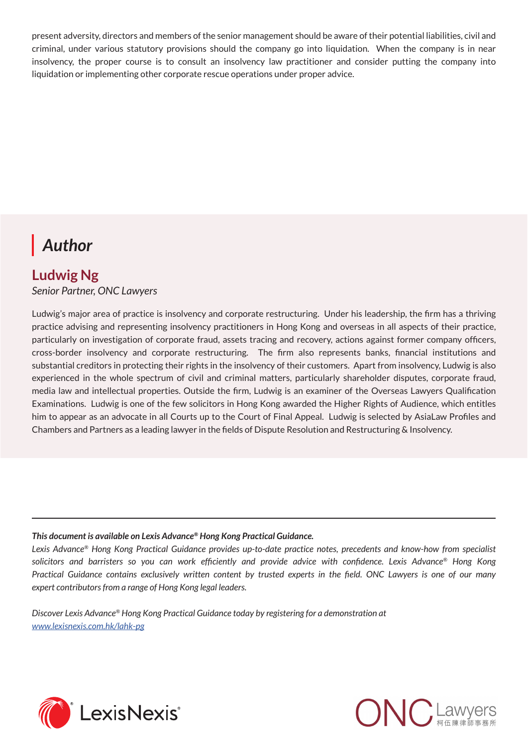present adversity, directors and members of the senior management should be aware of their potential liabilities, civil and criminal, under various statutory provisions should the company go into liquidation. When the company is in near insolvency, the proper course is to consult an insolvency law practitioner and consider putting the company into liquidation or implementing other corporate rescue operations under proper advice.

## *Author*

### Ludwig Ng

*Senior Partner, ONC Lawyers*

Ludwig's major area of practice is insolvency and corporate restructuring. Under his leadership, the firm has a thriving practice advising and representing insolvency practitioners in Hong Kong and overseas in all aspects of their practice, particularly on investigation of corporate fraud, assets tracing and recovery, actions against former company officers, cross-border insolvency and corporate restructuring. The firm also represents banks, financial institutions and substantial creditors in protecting their rights in the insolvency of their customers. Apart from insolvency, Ludwig is also experienced in the whole spectrum of civil and criminal matters, particularly shareholder disputes, corporate fraud, media law and intellectual properties. Outside the firm, Ludwig is an examiner of the Overseas Lawyers Qualification Examinations. Ludwig is one of the few solicitors in Hong Kong awarded the Higher Rights of Audience, which entitles him to appear as an advocate in all Courts up to the Court of Final Appeal. Ludwig is selected by AsiaLaw Profiles and Chambers and Partners as a leading lawyer in the fields of Dispute Resolution and Restructuring & Insolvency.

---

***This document is available on Lexis Advance® Hong Kong Practical Guidance.***

*Lexis Advance® Hong Kong Practical Guidance provides up-to-date practice notes, precedents and know-how from specialist solicitors and barristers so you can work efficiently and provide advice with confidence. Lexis Advance® Hong Kong Practical Guidance contains exclusively written content by trusted experts in the field. ONC Lawyers is one of our many expert contributors from a range of Hong Kong legal leaders.*

*Discover Lexis Advance® Hong Kong Practical Guidance today by registering for a demonstration at* [www.lexisnexis.com.hk/lahk-pg](www.lexisnexis.com.hk/lahk-pg)

LexisNexis®

ONC Lawyers 柯伍陳律師事務所